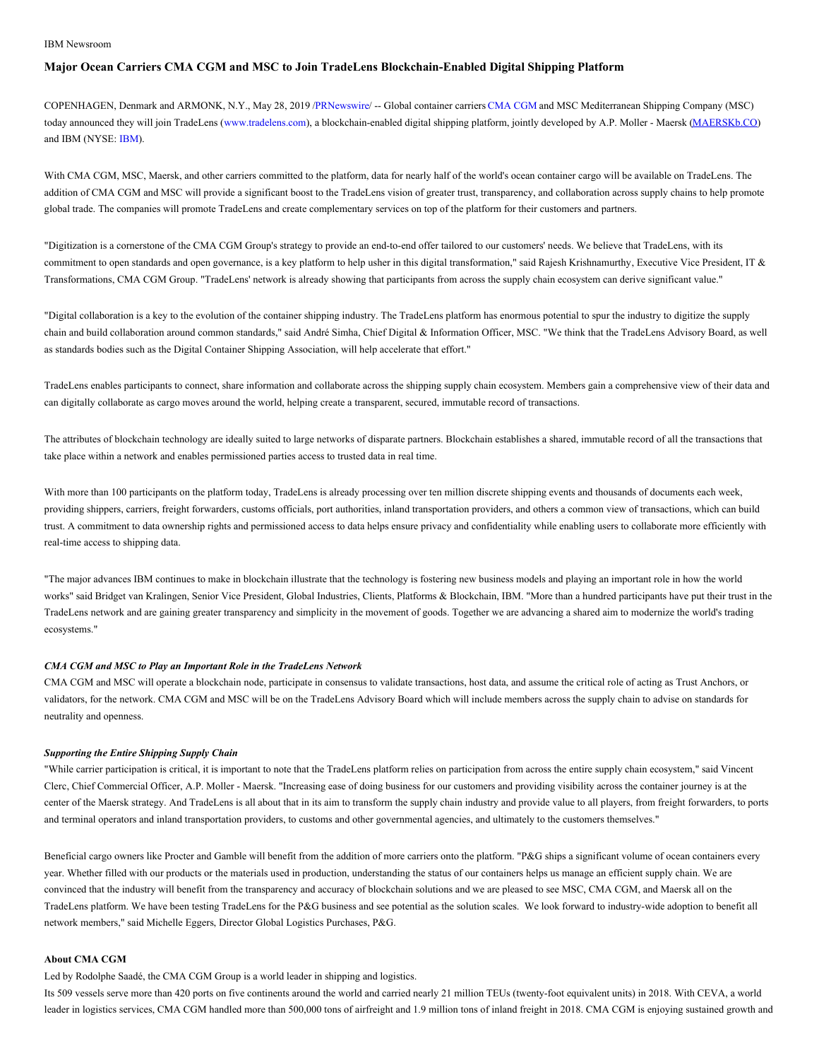IBM Newsroom

# Major Ocean Carriers CMA CGM and MSC to Join TradeLens Blockchain-Enabled Digital Shipping Platform

COPENHAGEN, Denmark and ARMONK, N.Y., May 28, 2019 /PRNewswire/ -- Global container carriers CMA CGM and MSC Mediterranean Shipping Company (MSC) today announced they will join TradeLens (www.tradelens.com), a blockchain-enabled digital shipping platform, jointly developed by A.P. Moller - Maersk (MAERSKb.CO) and IBM (NYSE: IBM).

With CMA CGM, MSC, Maersk, and other carriers committed to the platform, data for nearly half of the world's ocean container cargo will be available on TradeLens. The addition of CMA CGM and MSC will provide a significant boost to the TradeLens vision of greater trust, transparency, and collaboration across supply chains to help promote global trade. The companies will promote TradeLens and create complementary services on top of the platform for their customers and partners.

"Digitization is a cornerstone of the CMA CGM Group's strategy to provide an end-to-end offer tailored to our customers' needs. We believe that TradeLens, with its commitment to open standards and open governance, is a key platform to help usher in this digital transformation," said Rajesh Krishnamurthy, Executive Vice President, IT & Transformations, CMA CGM Group. "TradeLens' network is already showing that participants from across the supply chain ecosystem can derive significant value."

"Digital collaboration is a key to the evolution of the container shipping industry. The TradeLens platform has enormous potential to spur the industry to digitize the supply chain and build collaboration around common standards," said André Simha, Chief Digital & Information Officer, MSC. "We think that the TradeLens Advisory Board, as well as standards bodies such as the Digital Container Shipping Association, will help accelerate that effort."

TradeLens enables participants to connect, share information and collaborate across the shipping supply chain ecosystem. Members gain a comprehensive view of their data and can digitally collaborate as cargo moves around the world, helping create a transparent, secured, immutable record of transactions.

The attributes of blockchain technology are ideally suited to large networks of disparate partners. Blockchain establishes a shared, immutable record of all the transactions that take place within a network and enables permissioned parties access to trusted data in real time.

With more than 100 participants on the platform today, TradeLens is already processing over ten million discrete shipping events and thousands of documents each week, providing shippers, carriers, freight forwarders, customs officials, port authorities, inland transportation providers, and others a common view of transactions, which can build trust. A commitment to data ownership rights and permissioned access to data helps ensure privacy and confidentiality while enabling users to collaborate more efficiently with real-time access to shipping data.

"The major advances IBM continues to make in blockchain illustrate that the technology is fostering new business models and playing an important role in how the world works" said Bridget van Kralingen, Senior Vice President, Global Industries, Clients, Platforms & Blockchain, IBM. "More than a hundred participants have put their trust in the TradeLens network and are gaining greater transparency and simplicity in the movement of goods. Together we are advancing a shared aim to modernize the world's trading ecosystems."

### *CMA CGM and MSC to Play an Important Role in the TradeLens Network*

CMA CGM and MSC will operate a blockchain node, participate in consensus to validate transactions, host data, and assume the critical role of acting as Trust Anchors, or validators, for the network. CMA CGM and MSC will be on the TradeLens Advisory Board which will include members across the supply chain to advise on standards for neutrality and openness.

### *Supporting the Entire Shipping Supply Chain*

"While carrier participation is critical, it is important to note that the TradeLens platform relies on participation from across the entire supply chain ecosystem," said Vincent Clerc, Chief Commercial Officer, A.P. Moller - Maersk. "Increasing ease of doing business for our customers and providing visibility across the container journey is at the center of the Maersk strategy. And TradeLens is all about that in its aim to transform the supply chain industry and provide value to all players, from freight forwarders, to ports and terminal operators and inland transportation providers, to customs and other governmental agencies, and ultimately to the customers themselves."

Beneficial cargo owners like Procter and Gamble will benefit from the addition of more carriers onto the platform. "P&G ships a significant volume of ocean containers every year. Whether filled with our products or the materials used in production, understanding the status of our containers helps us manage an efficient supply chain. We are convinced that the industry will benefit from the transparency and accuracy of blockchain solutions and we are pleased to see MSC, CMA CGM, and Maersk all on the TradeLens platform. We have been testing TradeLens for the P&G business and see potential as the solution scales. We look forward to industry-wide adoption to benefit all network members," said Michelle Eggers, Director Global Logistics Purchases, P&G.

### About CMA CGM

Led by Rodolphe Saadé, the CMA CGM Group is a world leader in shipping and logistics.

Its 509 vessels serve more than 420 ports on five continents around the world and carried nearly 21 million TEUs (twenty-foot equivalent units) in 2018. With CEVA, a world leader in logistics services, CMA CGM handled more than 500,000 tons of airfreight and 1.9 million tons of inland freight in 2018. CMA CGM is enjoying sustained growth and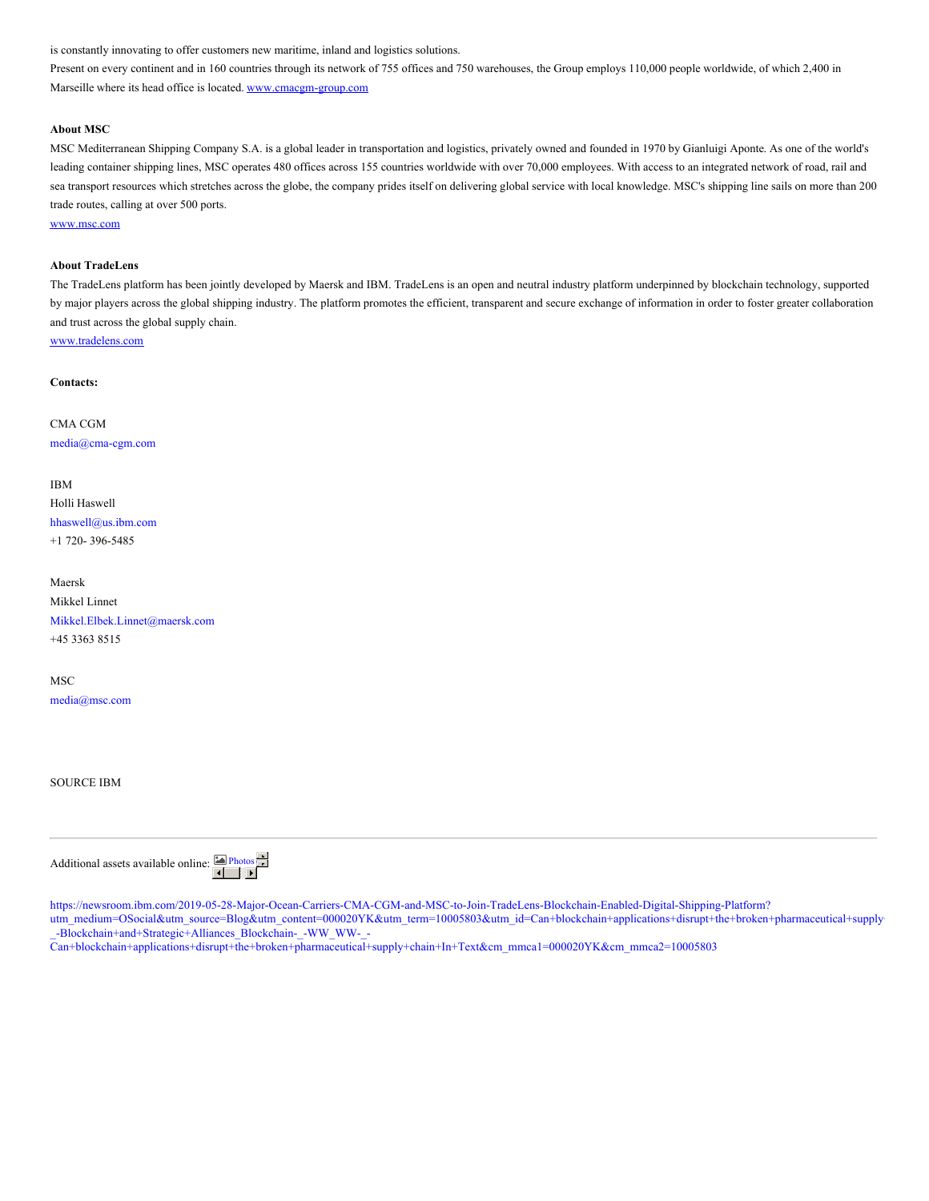is constantly innovating to offer customers new maritime, inland and logistics solutions.

Present on every continent and in 160 countries through its network of 755 offices and 750 warehouses, the Group employs 110,000 people worldwide, of which 2,400 in Marseille where its head office is located. www.cmacgm-group.com

**About MSC**

MSC Mediterranean Shipping Company S.A. is a global leader in transportation and logistics, privately owned and founded in 1970 by Gianluigi Aponte. As one of the world's leading container shipping lines, MSC operates 480 offices across 155 countries worldwide with over 70,000 employees. With access to an integrated network of road, rail and sea transport resources which stretches across the globe, the company prides itself on delivering global service with local knowledge. MSC's shipping line sails on more than 200 trade routes, calling at over 500 ports.

www.msc.com

**About TradeLens**

The TradeLens platform has been jointly developed by Maersk and IBM. TradeLens is an open and neutral industry platform underpinned by blockchain technology, supported by major players across the global shipping industry. The platform promotes the efficient, transparent and secure exchange of information in order to foster greater collaboration and trust across the global supply chain.

www.tradelens.com

**Contacts:**

CMA CGM
media@cma-cgm.com

IBM
Holli Haswell
hhaswell@us.ibm.com
+1 720- 396-5485

Maersk
Mikkel Linnet
Mikkel.Elbek.Linnet@maersk.com
+45 3363 8515

MSC
media@msc.com

SOURCE IBM

---

Additional assets available online: Photos

https://newsroom.ibm.com/2019-05-28-Major-Ocean-Carriers-CMA-CGM-and-MSC-to-Join-TradeLens-Blockchain-Enabled-Digital-Shipping-Platform?utm_medium=OSocial&utm_source=Blog&utm_content=000020YK&utm_term=10005803&utm_id=Can+blockchain+applications+disrupt+the+broken+pharmaceutical+supply-_-Blockchain+and+Strategic+Alliances_Blockchain-_-WW_WW-_-Can+blockchain+applications+disrupt+the+broken+pharmaceutical+supply+chain+In+Text&cm_mmca1=000020YK&cm_mmca2=10005803